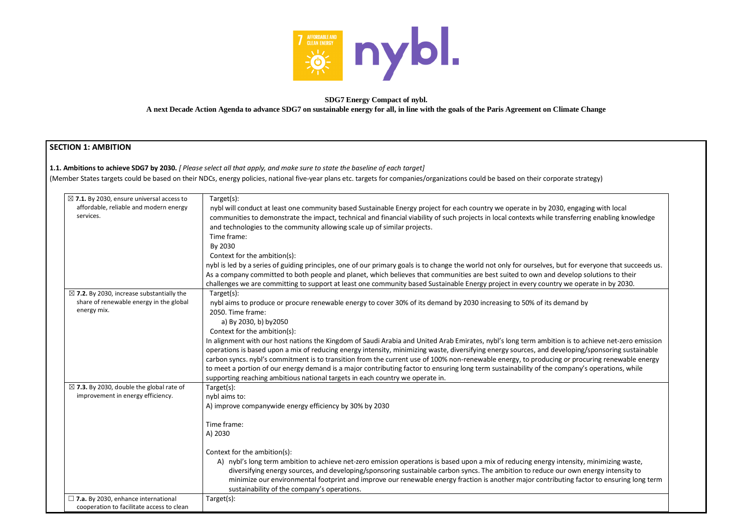**SDG7 Energy Compact of nybl.**

**A next Decade Action Agenda to advance SDG7 on sustainable energy for all, in line with the goals of the Paris Agreement on Climate Change**

## SECTION 1: AMBITION

**1.1. Ambitions to achieve SDG7 by 2030.** *[ Please select all that apply, and make sure to state the baseline of each target]*

(Member States targets could be based on their NDCs, energy policies, national five-year plans etc. targets for companies/organizations could be based on their corporate strategy)

| | |
|---|---|
| ☒ **7.1.** By 2030, ensure universal access to affordable, reliable and modern energy services. | Target(s):<br>nybl will conduct at least one community based Sustainable Energy project for each country we operate in by 2030, engaging with local communities to demonstrate the impact, technical and financial viability of such projects in local contexts while transferring enabling knowledge and technologies to the community allowing scale up of similar projects.<br>Time frame:<br>By 2030<br>Context for the ambition(s):<br>nybl is led by a series of guiding principles, one of our primary goals is to change the world not only for ourselves, but for everyone that succeeds us. As a company committed to both people and planet, which believes that communities are best suited to own and develop solutions to their challenges we are committing to support at least one community based Sustainable Energy project in every country we operate in by 2030. |
| ☒ **7.2.** By 2030, increase substantially the share of renewable energy in the global energy mix. | Target(s):<br>nybl aims to produce or procure renewable energy to cover 30% of its demand by 2030 increasing to 50% of its demand by 2050. Time frame:<br>a) By 2030, b) by2050<br>Context for the ambition(s):<br>In alignment with our host nations the Kingdom of Saudi Arabia and United Arab Emirates, nybl's long term ambition is to achieve net-zero emission operations is based upon a mix of reducing energy intensity, minimizing waste, diversifying energy sources, and developing/sponsoring sustainable carbon syncs. nybl's commitment is to transition from the current use of 100% non-renewable energy, to producing or procuring renewable energy to meet a portion of our energy demand is a major contributing factor to ensuring long term sustainability of the company's operations, while supporting reaching ambitious national targets in each country we operate in. |
| ☒ **7.3.** By 2030, double the global rate of improvement in energy efficiency. | Target(s):<br>nybl aims to:<br>A) improve companywide energy efficiency by 30% by 2030<br><br>Time frame:<br>A) 2030<br><br>Context for the ambition(s):<br>A) nybl's long term ambition to achieve net-zero emission operations is based upon a mix of reducing energy intensity, minimizing waste, diversifying energy sources, and developing/sponsoring sustainable carbon syncs. The ambition to reduce our own energy intensity to minimize our environmental footprint and improve our renewable energy fraction is another major contributing factor to ensuring long term sustainability of the company's operations. |
| ☐ **7.a.** By 2030, enhance international cooperation to facilitate access to clean | Target(s): |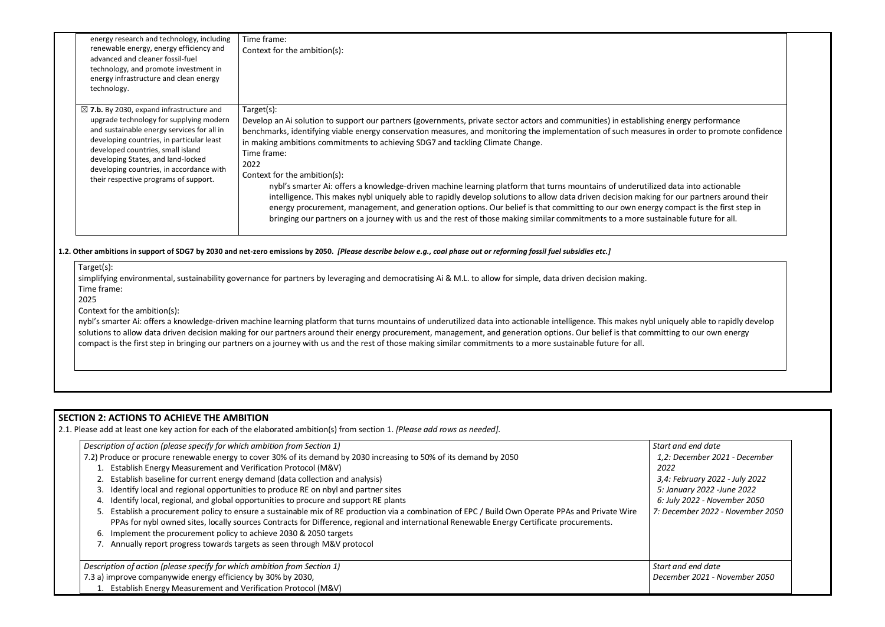| | |
|---|---|
| energy research and technology, including renewable energy, energy efficiency and advanced and cleaner fossil-fuel technology, and promote investment in energy infrastructure and clean energy technology. | Time frame:<br>Context for the ambition(s): |
| ☒ **7.b.** By 2030, expand infrastructure and upgrade technology for supplying modern and sustainable energy services for all in developing countries, in particular least developed countries, small island developing States, and land-locked developing countries, in accordance with their respective programs of support. | Target(s):<br>Develop an Ai solution to support our partners (governments, private sector actors and communities) in establishing energy performance benchmarks, identifying viable energy conservation measures, and monitoring the implementation of such measures in order to promote confidence in making ambitions commitments to achieving SDG7 and tackling Climate Change.<br>Time frame:<br>2022<br>Context for the ambition(s):<br>nybl's smarter Ai: offers a knowledge-driven machine learning platform that turns mountains of underutilized data into actionable intelligence. This makes nybl uniquely able to rapidly develop solutions to allow data driven decision making for our partners around their energy procurement, management, and generation options. Our belief is that committing to our own energy compact is the first step in bringing our partners on a journey with us and the rest of those making similar commitments to a more sustainable future for all. |

**1.2. Other ambitions in support of SDG7 by 2030 and net-zero emissions by 2050.** ***[Please describe below e.g., coal phase out or reforming fossil fuel subsidies etc.]***

Target(s):
simplifying environmental, sustainability governance for partners by leveraging and democratising Ai & M.L. to allow for simple, data driven decision making.
Time frame:
2025
Context for the ambition(s):
nybl's smarter Ai: offers a knowledge-driven machine learning platform that turns mountains of underutilized data into actionable intelligence. This makes nybl uniquely able to rapidly develop solutions to allow data driven decision making for our partners around their energy procurement, management, and generation options. Our belief is that committing to our own energy compact is the first step in bringing our partners on a journey with us and the rest of those making similar commitments to a more sustainable future for all.

## SECTION 2: ACTIONS TO ACHIEVE THE AMBITION

2.1. Please add at least one key action for each of the elaborated ambition(s) from section 1. *[Please add rows as needed].*

| *Description of action (please specify for which ambition from Section 1)* | *Start and end date* |
|---|---|
| 7.2) Produce or procure renewable energy to cover 30% of its demand by 2030 increasing to 50% of its demand by 2050<br>1. Establish Energy Measurement and Verification Protocol (M&V)<br>2. Establish baseline for current energy demand (data collection and analysis)<br>3. Identify local and regional opportunities to produce RE on nbyl and partner sites<br>4. Identify local, regional, and global opportunities to procure and support RE plants<br>5. Establish a procurement policy to ensure a sustainable mix of RE production via a combination of EPC / Build Own Operate PPAs and Private Wire PPAs for nybl owned sites, locally sources Contracts for Difference, regional and international Renewable Energy Certificate procurements.<br>6. Implement the procurement policy to achieve 2030 & 2050 targets<br>7. Annually report progress towards targets as seen through M&V protocol | *1,2: December 2021 - December 2022*<br>*3,4: February 2022 - July 2022*<br>*5: January 2022 -June 2022*<br>*6: July 2022 - November 2050*<br>*7: December 2022 - November 2050* |
| *Description of action (please specify for which ambition from Section 1)* | *Start and end date* |
| 7.3 a) improve companywide energy efficiency by 30% by 2030,<br>1. Establish Energy Measurement and Verification Protocol (M&V) | *December 2021 - November 2050* |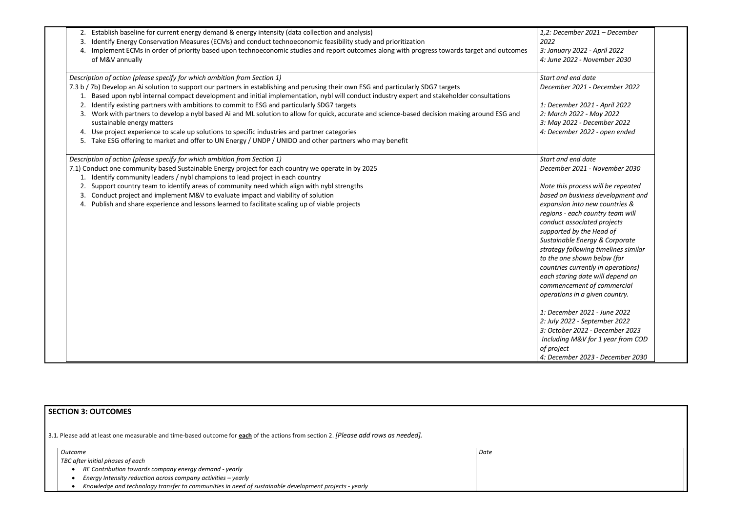| | |
|---|---|
| 2. Establish baseline for current energy demand & energy intensity (data collection and analysis)<br>3. Identify Energy Conservation Measures (ECMs) and conduct technoeconomic feasibility study and prioritization<br>4. Implement ECMs in order of priority based upon technoeconomic studies and report outcomes along with progress towards target and outcomes of M&V annually | *1,2: December 2021 – December 2022*<br>*3: January 2022 - April 2022*<br>*4: June 2022 - November 2030* |
| *Description of action (please specify for which ambition from Section 1)*<br>7.3 b / 7b) Develop an Ai solution to support our partners in establishing and perusing their own ESG and particularly SDG7 targets<br>1. Based upon nybl internal compact development and initial implementation, nybl will conduct industry expert and stakeholder consultations<br>2. Identify existing partners with ambitions to commit to ESG and particularly SDG7 targets<br>3. Work with partners to develop a nybl based Ai and ML solution to allow for quick, accurate and science-based decision making around ESG and sustainable energy matters<br>4. Use project experience to scale up solutions to specific industries and partner categories<br>5. Take ESG offering to market and offer to UN Energy / UNDP / UNIDO and other partners who may benefit | *Start and end date*<br>*December 2021 - December 2022*<br><br>*1: December 2021 - April 2022*<br>*2: March 2022 - May 2022*<br>*3: May 2022 - December 2022*<br>*4: December 2022 - open ended* |
| *Description of action (please specify for which ambition from Section 1)*<br>7.1) Conduct one community based Sustainable Energy project for each country we operate in by 2025<br>1. Identify community leaders / nybl champions to lead project in each country<br>2. Support country team to identify areas of community need which align with nybl strengths<br>3. Conduct project and implement M&V to evaluate impact and viability of solution<br>4. Publish and share experience and lessons learned to facilitate scaling up of viable projects | *Start and end date*<br>*December 2021 - November 2030*<br><br>*Note this process will be repeated based on business development and expansion into new countries & regions - each country team will conduct associated projects supported by the Head of Sustainable Energy & Corporate strategy following timelines similar to the one shown below (for countries currently in operations) each staring date will depend on commencement of commercial operations in a given country.*<br><br>*1: December 2021 - June 2022*<br>*2: July 2022 - September 2022*<br>*3: October 2022 - December 2023 Including M&V for 1 year from COD of project*<br>*4: December 2023 - December 2030* |

## SECTION 3: OUTCOMES

3.1. Please add at least one measurable and time-based outcome for **each** of the actions from section 2. *[Please add rows as needed].*

| *Outcome* | *Date* |
|---|---|
| *TBC after initial phases of each*<br>• *RE Contribution towards company energy demand - yearly*<br>• *Energy Intensity reduction across company activities – yearly*<br>• *Knowledge and technology transfer to communities in need of sustainable development projects - yearly* | |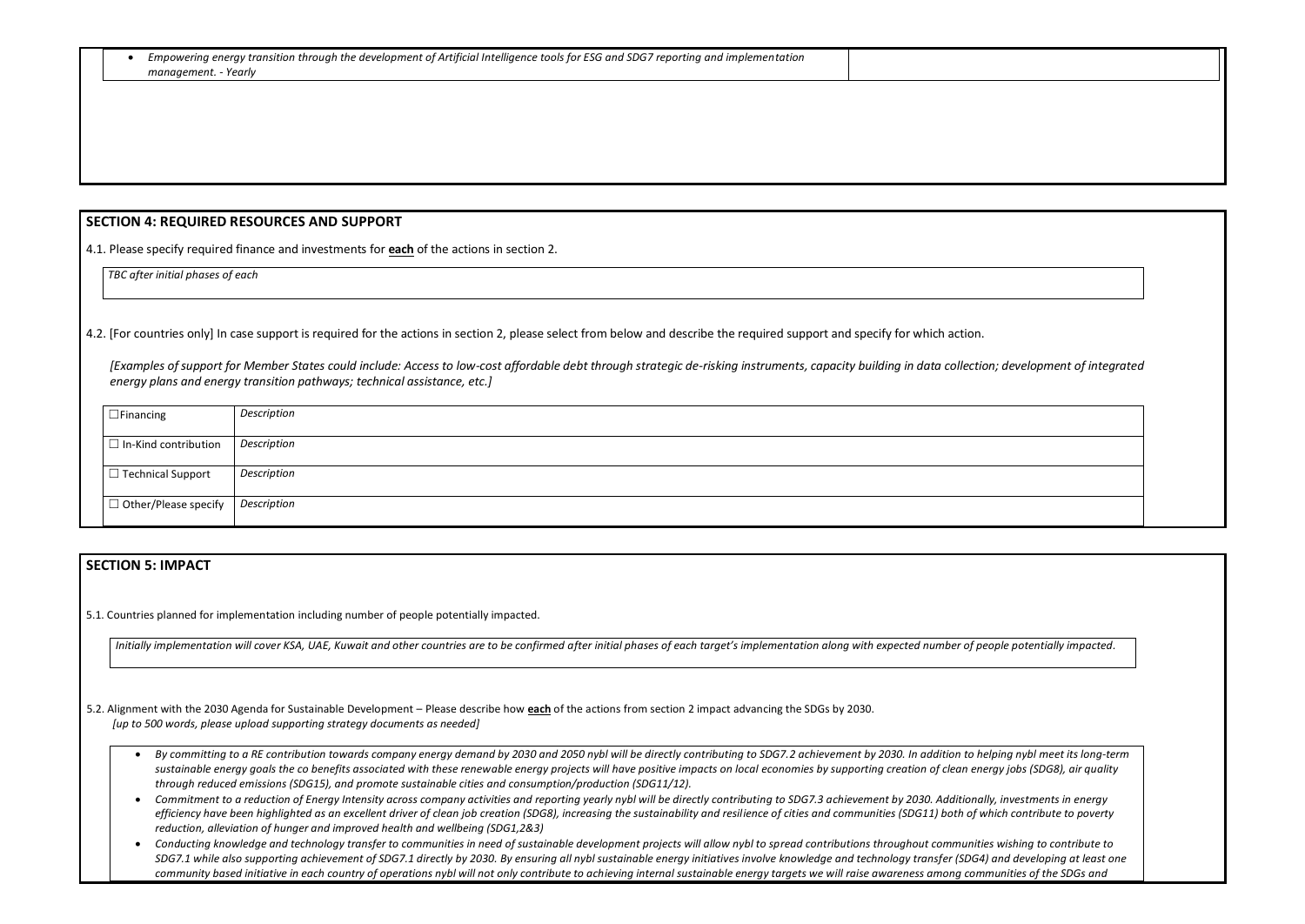- *Empowering energy transition through the development of Artificial Intelligence tools for ESG and SDG7 reporting and implementation management. - Yearly*

## SECTION 4: REQUIRED RESOURCES AND SUPPORT

4.1. Please specify required finance and investments for **each** of the actions in section 2.

*TBC after initial phases of each*

4.2. [For countries only] In case support is required for the actions in section 2, please select from below and describe the required support and specify for which action.

*[Examples of support for Member States could include: Access to low-cost affordable debt through strategic de-risking instruments, capacity building in data collection; development of integrated energy plans and energy transition pathways; technical assistance, etc.]*

| | |
|---|---|
| ☐Financing | *Description* |
| ☐ In-Kind contribution | *Description* |
| ☐ Technical Support | *Description* |
| ☐ Other/Please specify | *Description* |

## SECTION 5: IMPACT

5.1. Countries planned for implementation including number of people potentially impacted.

*Initially implementation will cover KSA, UAE, Kuwait and other countries are to be confirmed after initial phases of each target's implementation along with expected number of people potentially impacted.*

5.2. Alignment with the 2030 Agenda for Sustainable Development – Please describe how **each** of the actions from section 2 impact advancing the SDGs by 2030.
*[up to 500 words, please upload supporting strategy documents as needed]*

- *By committing to a RE contribution towards company energy demand by 2030 and 2050 nybl will be directly contributing to SDG7.2 achievement by 2030. In addition to helping nybl meet its long-term sustainable energy goals the co benefits associated with these renewable energy projects will have positive impacts on local economies by supporting creation of clean energy jobs (SDG8), air quality through reduced emissions (SDG15), and promote sustainable cities and consumption/production (SDG11/12).*
- *Commitment to a reduction of Energy Intensity across company activities and reporting yearly nybl will be directly contributing to SDG7.3 achievement by 2030. Additionally, investments in energy efficiency have been highlighted as an excellent driver of clean job creation (SDG8), increasing the sustainability and resilience of cities and communities (SDG11) both of which contribute to poverty reduction, alleviation of hunger and improved health and wellbeing (SDG1,2&3)*
- *Conducting knowledge and technology transfer to communities in need of sustainable development projects will allow nybl to spread contributions throughout communities wishing to contribute to SDG7.1 while also supporting achievement of SDG7.1 directly by 2030. By ensuring all nybl sustainable energy initiatives involve knowledge and technology transfer (SDG4) and developing at least one community based initiative in each country of operations nybl will not only contribute to achieving internal sustainable energy targets we will raise awareness among communities of the SDGs and*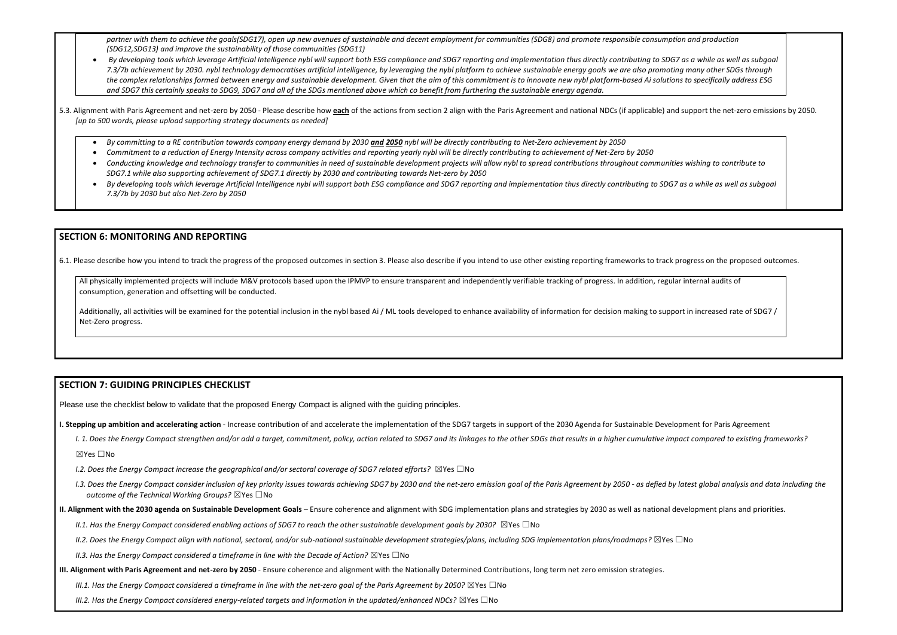*partner with them to achieve the goals(SDG17), open up new avenues of sustainable and decent employment for communities (SDG8) and promote responsible consumption and production (SDG12,SDG13) and improve the sustainability of those communities (SDG11)*

- *By developing tools which leverage Artificial Intelligence nybl will support both ESG compliance and SDG7 reporting and implementation thus directly contributing to SDG7 as a while as well as subgoal 7.3/7b achievement by 2030. nybl technology democratises artificial intelligence, by leveraging the nybl platform to achieve sustainable energy goals we are also promoting many other SDGs through the complex relationships formed between energy and sustainable development. Given that the aim of this commitment is to innovate new nybl platform-based Ai solutions to specifically address ESG and SDG7 this certainly speaks to SDG9, SDG7 and all of the SDGs mentioned above which co benefit from furthering the sustainable energy agenda.*

5.3. Alignment with Paris Agreement and net-zero by 2050 - Please describe how **each** of the actions from section 2 align with the Paris Agreement and national NDCs (if applicable) and support the net-zero emissions by 2050. *[up to 500 words, please upload supporting strategy documents as needed]*

- *By committing to a RE contribution towards company energy demand by 2030 **and 2050** nybl will be directly contributing to Net-Zero achievement by 2050*
- *Commitment to a reduction of Energy Intensity across company activities and reporting yearly nybl will be directly contributing to achievement of Net-Zero by 2050*
- *Conducting knowledge and technology transfer to communities in need of sustainable development projects will allow nybl to spread contributions throughout communities wishing to contribute to SDG7.1 while also supporting achievement of SDG7.1 directly by 2030 and contributing towards Net-zero by 2050*
- *By developing tools which leverage Artificial Intelligence nybl will support both ESG compliance and SDG7 reporting and implementation thus directly contributing to SDG7 as a while as well as subgoal 7.3/7b by 2030 but also Net-Zero by 2050*

## SECTION 6: MONITORING AND REPORTING

6.1. Please describe how you intend to track the progress of the proposed outcomes in section 3. Please also describe if you intend to use other existing reporting frameworks to track progress on the proposed outcomes.

All physically implemented projects will include M&V protocols based upon the IPMVP to ensure transparent and independently verifiable tracking of progress. In addition, regular internal audits of consumption, generation and offsetting will be conducted.

Additionally, all activities will be examined for the potential inclusion in the nybl based Ai / ML tools developed to enhance availability of information for decision making to support in increased rate of SDG7 / Net-Zero progress.

## SECTION 7: GUIDING PRINCIPLES CHECKLIST

Please use the checklist below to validate that the proposed Energy Compact is aligned with the guiding principles.

**I. Stepping up ambition and accelerating action** - Increase contribution of and accelerate the implementation of the SDG7 targets in support of the 2030 Agenda for Sustainable Development for Paris Agreement

*I. 1. Does the Energy Compact strengthen and/or add a target, commitment, policy, action related to SDG7 and its linkages to the other SDGs that results in a higher cumulative impact compared to existing frameworks?*

☒Yes ☐No

*I.2. Does the Energy Compact increase the geographical and/or sectoral coverage of SDG7 related efforts?* ☒Yes ☐No

*I.3. Does the Energy Compact consider inclusion of key priority issues towards achieving SDG7 by 2030 and the net-zero emission goal of the Paris Agreement by 2050 - as defied by latest global analysis and data including the outcome of the Technical Working Groups?* ☒Yes ☐No

**II. Alignment with the 2030 agenda on Sustainable Development Goals** – Ensure coherence and alignment with SDG implementation plans and strategies by 2030 as well as national development plans and priorities.

*II.1. Has the Energy Compact considered enabling actions of SDG7 to reach the other sustainable development goals by 2030?* ☒Yes ☐No

*II.2. Does the Energy Compact align with national, sectoral, and/or sub-national sustainable development strategies/plans, including SDG implementation plans/roadmaps?* ☒Yes ☐No

*II.3. Has the Energy Compact considered a timeframe in line with the Decade of Action?* ☒Yes ☐No

**III. Alignment with Paris Agreement and net-zero by 2050** - Ensure coherence and alignment with the Nationally Determined Contributions, long term net zero emission strategies.

*III.1. Has the Energy Compact considered a timeframe in line with the net-zero goal of the Paris Agreement by 2050?* ☒Yes ☐No

*III.2. Has the Energy Compact considered energy-related targets and information in the updated/enhanced NDCs?* ☒Yes ☐No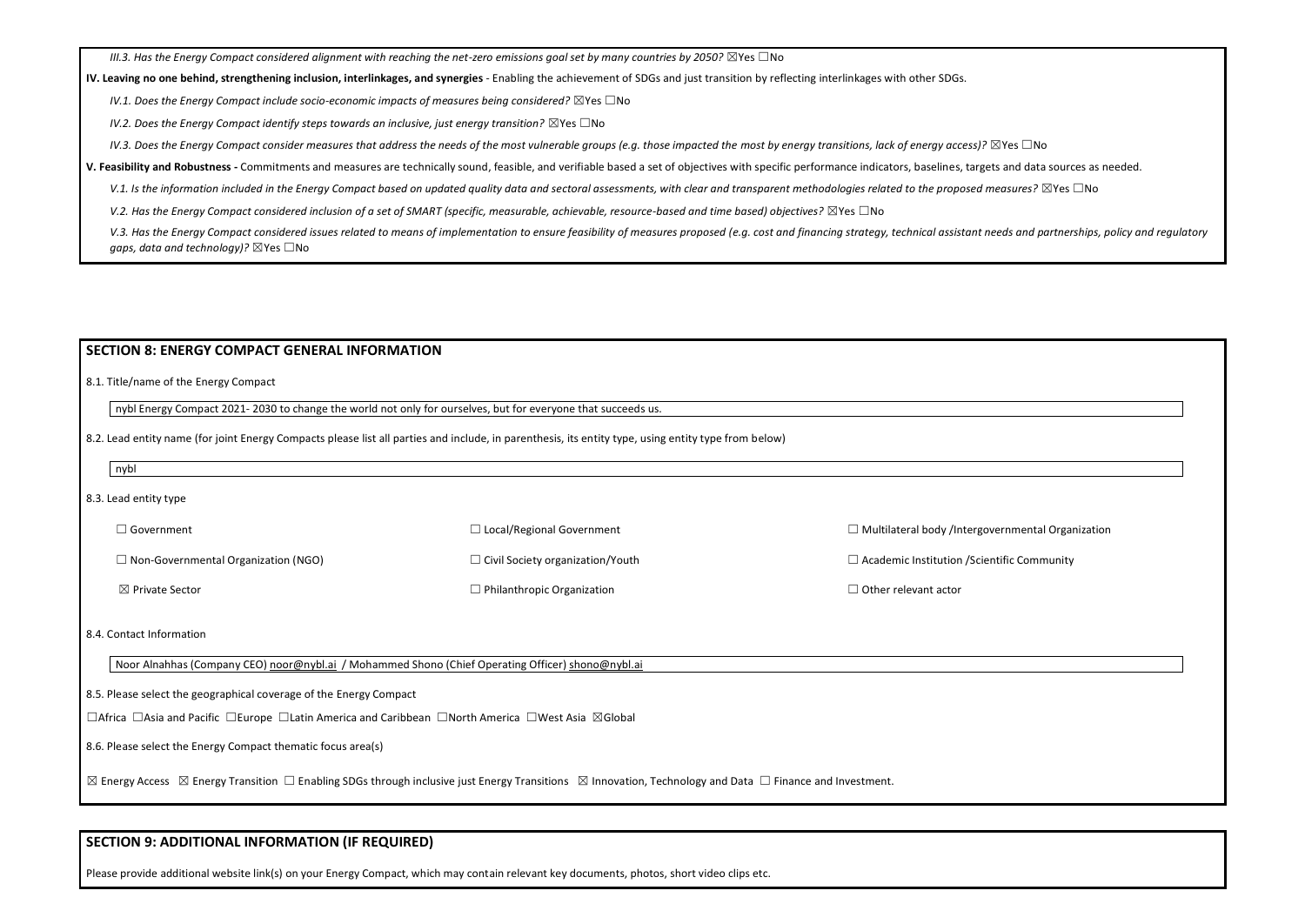*III.3. Has the Energy Compact considered alignment with reaching the net-zero emissions goal set by many countries by 2050?* ☒Yes ☐No

**IV. Leaving no one behind, strengthening inclusion, interlinkages, and synergies** - Enabling the achievement of SDGs and just transition by reflecting interlinkages with other SDGs.

*IV.1. Does the Energy Compact include socio-economic impacts of measures being considered?* ☒Yes ☐No

*IV.2. Does the Energy Compact identify steps towards an inclusive, just energy transition?* ☒Yes ☐No

*IV.3. Does the Energy Compact consider measures that address the needs of the most vulnerable groups (e.g. those impacted the most by energy transitions, lack of energy access)?* ☒Yes ☐No

**V. Feasibility and Robustness -** Commitments and measures are technically sound, feasible, and verifiable based a set of objectives with specific performance indicators, baselines, targets and data sources as needed.

*V.1. Is the information included in the Energy Compact based on updated quality data and sectoral assessments, with clear and transparent methodologies related to the proposed measures?* ☒Yes ☐No

*V.2. Has the Energy Compact considered inclusion of a set of SMART (specific, measurable, achievable, resource-based and time based) objectives?* ☒Yes ☐No

*V.3. Has the Energy Compact considered issues related to means of implementation to ensure feasibility of measures proposed (e.g. cost and financing strategy, technical assistant needs and partnerships, policy and regulatory gaps, data and technology)?* ☒Yes ☐No

## SECTION 8: ENERGY COMPACT GENERAL INFORMATION

8.1. Title/name of the Energy Compact

nybl Energy Compact 2021- 2030 to change the world not only for ourselves, but for everyone that succeeds us.

8.2. Lead entity name (for joint Energy Compacts please list all parties and include, in parenthesis, its entity type, using entity type from below)

nybl

8.3. Lead entity type

| | | |
|---|---|---|
| ☐ Government | ☐ Local/Regional Government | ☐ Multilateral body /Intergovernmental Organization |
| ☐ Non-Governmental Organization (NGO) | ☐ Civil Society organization/Youth | ☐ Academic Institution /Scientific Community |
| ☒ Private Sector | ☐ Philanthropic Organization | ☐ Other relevant actor |

8.4. Contact Information

Noor Alnahhas (Company CEO) noor@nybl.ai / Mohammed Shono (Chief Operating Officer) shono@nybl.ai

8.5. Please select the geographical coverage of the Energy Compact

☐Africa ☐Asia and Pacific ☐Europe ☐Latin America and Caribbean ☐North America ☐West Asia ☒Global

8.6. Please select the Energy Compact thematic focus area(s)

☒ Energy Access ☒ Energy Transition ☐ Enabling SDGs through inclusive just Energy Transitions ☒ Innovation, Technology and Data ☐ Finance and Investment.

## SECTION 9: ADDITIONAL INFORMATION (IF REQUIRED)

Please provide additional website link(s) on your Energy Compact, which may contain relevant key documents, photos, short video clips etc.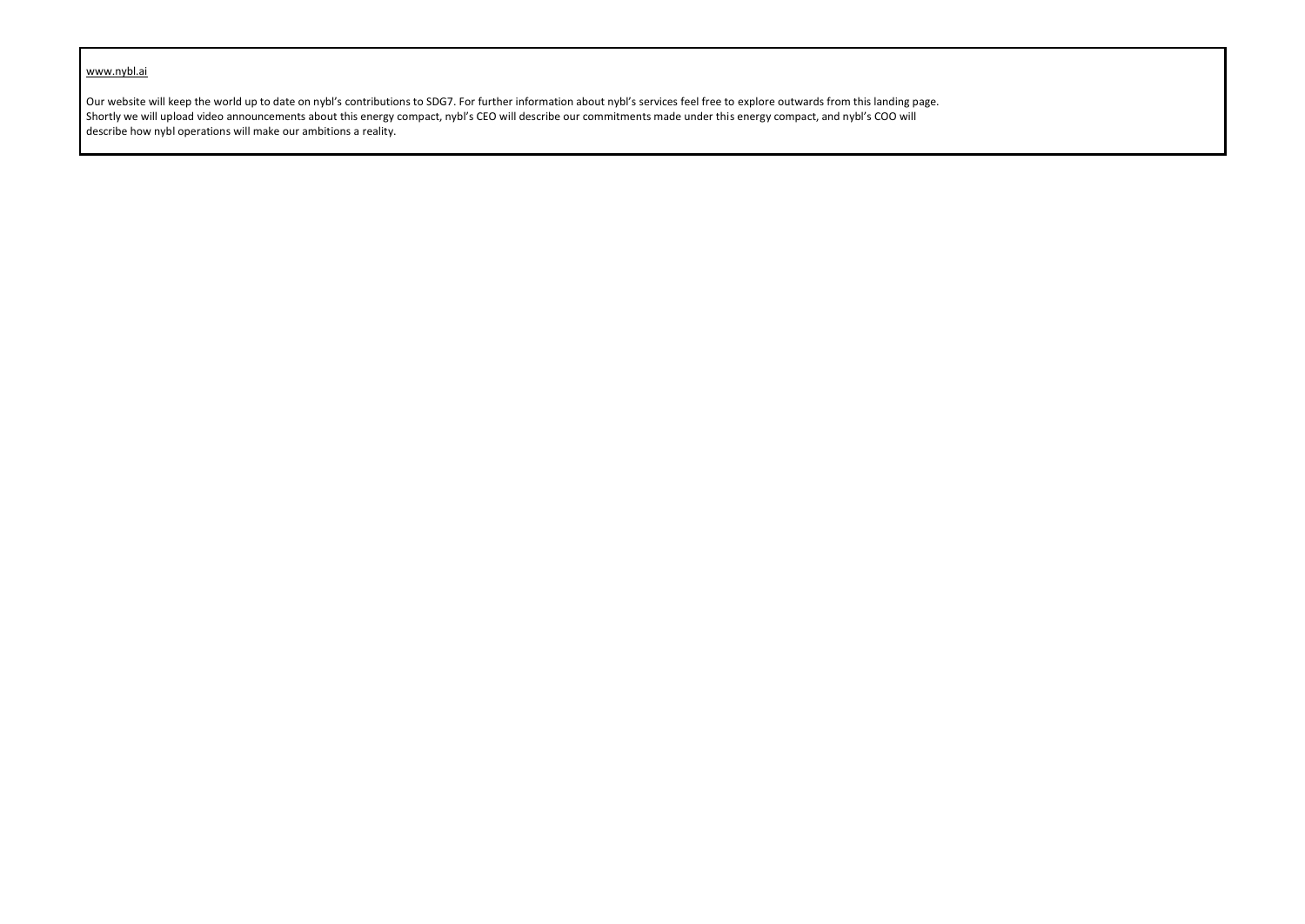www.nybl.ai

Our website will keep the world up to date on nybl's contributions to SDG7. For further information about nybl's services feel free to explore outwards from this landing page. Shortly we will upload video announcements about this energy compact, nybl's CEO will describe our commitments made under this energy compact, and nybl's COO will describe how nybl operations will make our ambitions a reality.